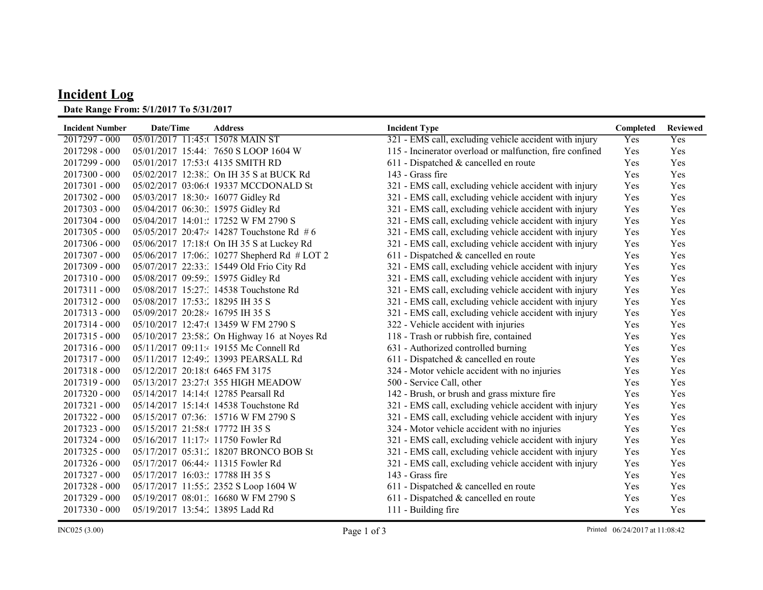# Incident Log

**Date Range From: 5/1/2017 To 5/31/2017**

| Incident Number | Date/Time | Address | Incident Type | Completed | Reviewed |
|---|---|---|---|---|---|
| 2017297 - 000 | 05/01/2017 11:45:( | 15078 MAIN ST | 321 - EMS call, excluding vehicle accident with injury | Yes | Yes |
| 2017298 - 000 | 05/01/2017 15:44:1 | 7650 S LOOP 1604 W | 115 - Incinerator overload or malfunction, fire confined | Yes | Yes |
| 2017299 - 000 | 05/01/2017 17:53:( | 4135 SMITH RD | 611 - Dispatched & cancelled en route | Yes | Yes |
| 2017300 - 000 | 05/02/2017 12:38:1 | On IH 35 S at BUCK Rd | 143 - Grass fire | Yes | Yes |
| 2017301 - 000 | 05/02/2017 03:06:( | 19337 MCCDONALD St | 321 - EMS call, excluding vehicle accident with injury | Yes | Yes |
| 2017302 - 000 | 05/03/2017 18:30:4 | 16077 Gidley Rd | 321 - EMS call, excluding vehicle accident with injury | Yes | Yes |
| 2017303 - 000 | 05/04/2017 06:30:1 | 15975 Gidley Rd | 321 - EMS call, excluding vehicle accident with injury | Yes | Yes |
| 2017304 - 000 | 05/04/2017 14:01:5 | 17252 W FM 2790 S | 321 - EMS call, excluding vehicle accident with injury | Yes | Yes |
| 2017305 - 000 | 05/05/2017 20:47:4 | 14287 Touchstone Rd # 6 | 321 - EMS call, excluding vehicle accident with injury | Yes | Yes |
| 2017306 - 000 | 05/06/2017 17:18:( | On IH 35 S at Luckey Rd | 321 - EMS call, excluding vehicle accident with injury | Yes | Yes |
| 2017307 - 000 | 05/06/2017 17:06:1 | 10277 Shepherd Rd # LOT 2 | 611 - Dispatched & cancelled en route | Yes | Yes |
| 2017309 - 000 | 05/07/2017 22:33:1 | 15449 Old Frio City Rd | 321 - EMS call, excluding vehicle accident with injury | Yes | Yes |
| 2017310 - 000 | 05/08/2017 09:59:1 | 15975 Gidley Rd | 321 - EMS call, excluding vehicle accident with injury | Yes | Yes |
| 2017311 - 000 | 05/08/2017 15:27:1 | 14538 Touchstone Rd | 321 - EMS call, excluding vehicle accident with injury | Yes | Yes |
| 2017312 - 000 | 05/08/2017 17:53:2 | 18295 IH 35 S | 321 - EMS call, excluding vehicle accident with injury | Yes | Yes |
| 2017313 - 000 | 05/09/2017 20:28:4 | 16795 IH 35 S | 321 - EMS call, excluding vehicle accident with injury | Yes | Yes |
| 2017314 - 000 | 05/10/2017 12:47:( | 13459 W FM 2790 S | 322 - Vehicle accident with injuries | Yes | Yes |
| 2017315 - 000 | 05/10/2017 23:58:2 | On Highway 16 at Noyes Rd | 118 - Trash or rubbish fire, contained | Yes | Yes |
| 2017316 - 000 | 05/11/2017 09:11:4 | 19155 Mc Connell Rd | 631 - Authorized controlled burning | Yes | Yes |
| 2017317 - 000 | 05/11/2017 12:49:2 | 13993 PEARSALL Rd | 611 - Dispatched & cancelled en route | Yes | Yes |
| 2017318 - 000 | 05/12/2017 20:18:( | 6465 FM 3175 | 324 - Motor vehicle accident with no injuries | Yes | Yes |
| 2017319 - 000 | 05/13/2017 23:27:( | 355 HIGH MEADOW | 500 - Service Call, other | Yes | Yes |
| 2017320 - 000 | 05/14/2017 14:14:( | 12785 Pearsall Rd | 142 - Brush, or brush and grass mixture fire | Yes | Yes |
| 2017321 - 000 | 05/14/2017 15:14:( | 14538 Touchstone Rd | 321 - EMS call, excluding vehicle accident with injury | Yes | Yes |
| 2017322 - 000 | 05/15/2017 07:36:1 | 15716 W FM 2790 S | 321 - EMS call, excluding vehicle accident with injury | Yes | Yes |
| 2017323 - 000 | 05/15/2017 21:58:( | 17772 IH 35 S | 324 - Motor vehicle accident with no injuries | Yes | Yes |
| 2017324 - 000 | 05/16/2017 11:17:4 | 11750 Fowler Rd | 321 - EMS call, excluding vehicle accident with injury | Yes | Yes |
| 2017325 - 000 | 05/17/2017 05:31:2 | 18207 BRONCO BOB St | 321 - EMS call, excluding vehicle accident with injury | Yes | Yes |
| 2017326 - 000 | 05/17/2017 06:44:4 | 11315 Fowler Rd | 321 - EMS call, excluding vehicle accident with injury | Yes | Yes |
| 2017327 - 000 | 05/17/2017 16:03:5 | 17788 IH 35 S | 143 - Grass fire | Yes | Yes |
| 2017328 - 000 | 05/17/2017 11:55:2 | 2352 S Loop 1604 W | 611 - Dispatched & cancelled en route | Yes | Yes |
| 2017329 - 000 | 05/19/2017 08:01:1 | 16680 W FM 2790 S | 611 - Dispatched & cancelled en route | Yes | Yes |
| 2017330 - 000 | 05/19/2017 13:54:2 | 13895 Ladd Rd | 111 - Building fire | Yes | Yes |

INC025 (3.00) Printed 06/24/2017 at 11:08:42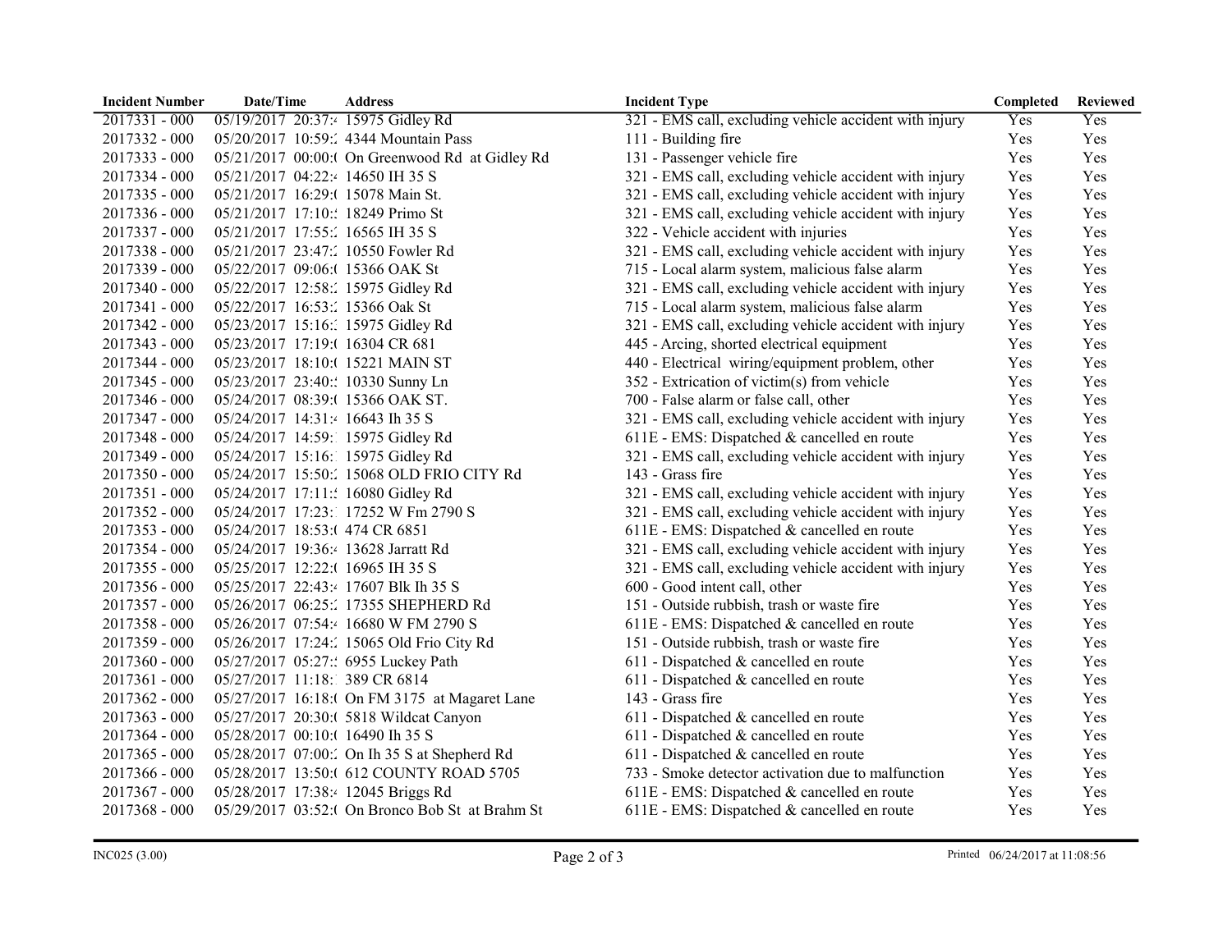| Incident Number | Date/Time | Address | Incident Type | Completed | Reviewed |
|---|---|---|---|---|---|
| 2017331 - 000 | 05/19/2017 20:37: | 15975 Gidley Rd | 321 - EMS call, excluding vehicle accident with injury | Yes | Yes |
| 2017332 - 000 | 05/20/2017 10:59: | 4344 Mountain Pass | 111 - Building fire | Yes | Yes |
| 2017333 - 000 | 05/21/2017 00:00: | On Greenwood Rd at Gidley Rd | 131 - Passenger vehicle fire | Yes | Yes |
| 2017334 - 000 | 05/21/2017 04:22: | 14650 IH 35 S | 321 - EMS call, excluding vehicle accident with injury | Yes | Yes |
| 2017335 - 000 | 05/21/2017 16:29: | 15078 Main St. | 321 - EMS call, excluding vehicle accident with injury | Yes | Yes |
| 2017336 - 000 | 05/21/2017 17:10: | 18249 Primo St | 321 - EMS call, excluding vehicle accident with injury | Yes | Yes |
| 2017337 - 000 | 05/21/2017 17:55: | 16565 IH 35 S | 322 - Vehicle accident with injuries | Yes | Yes |
| 2017338 - 000 | 05/21/2017 23:47: | 10550 Fowler Rd | 321 - EMS call, excluding vehicle accident with injury | Yes | Yes |
| 2017339 - 000 | 05/22/2017 09:06: | 15366 OAK St | 715 - Local alarm system, malicious false alarm | Yes | Yes |
| 2017340 - 000 | 05/22/2017 12:58: | 15975 Gidley Rd | 321 - EMS call, excluding vehicle accident with injury | Yes | Yes |
| 2017341 - 000 | 05/22/2017 16:53: | 15366 Oak St | 715 - Local alarm system, malicious false alarm | Yes | Yes |
| 2017342 - 000 | 05/23/2017 15:16: | 15975 Gidley Rd | 321 - EMS call, excluding vehicle accident with injury | Yes | Yes |
| 2017343 - 000 | 05/23/2017 17:19: | 16304 CR 681 | 445 - Arcing, shorted electrical equipment | Yes | Yes |
| 2017344 - 000 | 05/23/2017 18:10: | 15221 MAIN ST | 440 - Electrical wiring/equipment problem, other | Yes | Yes |
| 2017345 - 000 | 05/23/2017 23:40: | 10330 Sunny Ln | 352 - Extrication of victim(s) from vehicle | Yes | Yes |
| 2017346 - 000 | 05/24/2017 08:39: | 15366 OAK ST. | 700 - False alarm or false call, other | Yes | Yes |
| 2017347 - 000 | 05/24/2017 14:31: | 16643 Ih 35 S | 321 - EMS call, excluding vehicle accident with injury | Yes | Yes |
| 2017348 - 000 | 05/24/2017 14:59: | 15975 Gidley Rd | 611E - EMS: Dispatched & cancelled en route | Yes | Yes |
| 2017349 - 000 | 05/24/2017 15:16: | 15975 Gidley Rd | 321 - EMS call, excluding vehicle accident with injury | Yes | Yes |
| 2017350 - 000 | 05/24/2017 15:50: | 15068 OLD FRIO CITY Rd | 143 - Grass fire | Yes | Yes |
| 2017351 - 000 | 05/24/2017 17:11: | 16080 Gidley Rd | 321 - EMS call, excluding vehicle accident with injury | Yes | Yes |
| 2017352 - 000 | 05/24/2017 17:23: | 17252 W Fm 2790 S | 321 - EMS call, excluding vehicle accident with injury | Yes | Yes |
| 2017353 - 000 | 05/24/2017 18:53: | 474 CR 6851 | 611E - EMS: Dispatched & cancelled en route | Yes | Yes |
| 2017354 - 000 | 05/24/2017 19:36: | 13628 Jarratt Rd | 321 - EMS call, excluding vehicle accident with injury | Yes | Yes |
| 2017355 - 000 | 05/25/2017 12:22: | 16965 IH 35 S | 321 - EMS call, excluding vehicle accident with injury | Yes | Yes |
| 2017356 - 000 | 05/25/2017 22:43: | 17607 Blk Ih 35 S | 600 - Good intent call, other | Yes | Yes |
| 2017357 - 000 | 05/26/2017 06:25: | 17355 SHEPHERD Rd | 151 - Outside rubbish, trash or waste fire | Yes | Yes |
| 2017358 - 000 | 05/26/2017 07:54: | 16680 W FM 2790 S | 611E - EMS: Dispatched & cancelled en route | Yes | Yes |
| 2017359 - 000 | 05/26/2017 17:24: | 15065 Old Frio City Rd | 151 - Outside rubbish, trash or waste fire | Yes | Yes |
| 2017360 - 000 | 05/27/2017 05:27: | 6955 Luckey Path | 611 - Dispatched & cancelled en route | Yes | Yes |
| 2017361 - 000 | 05/27/2017 11:18: | 389 CR 6814 | 611 - Dispatched & cancelled en route | Yes | Yes |
| 2017362 - 000 | 05/27/2017 16:18: | On FM 3175 at Magaret Lane | 143 - Grass fire | Yes | Yes |
| 2017363 - 000 | 05/27/2017 20:30: | 5818 Wildcat Canyon | 611 - Dispatched & cancelled en route | Yes | Yes |
| 2017364 - 000 | 05/28/2017 00:10: | 16490 Ih 35 S | 611 - Dispatched & cancelled en route | Yes | Yes |
| 2017365 - 000 | 05/28/2017 07:00: | On Ih 35 S at Shepherd Rd | 611 - Dispatched & cancelled en route | Yes | Yes |
| 2017366 - 000 | 05/28/2017 13:50: | 612 COUNTY ROAD 5705 | 733 - Smoke detector activation due to malfunction | Yes | Yes |
| 2017367 - 000 | 05/28/2017 17:38: | 12045 Briggs Rd | 611E - EMS: Dispatched & cancelled en route | Yes | Yes |
| 2017368 - 000 | 05/29/2017 03:52: | On Bronco Bob St at Brahm St | 611E - EMS: Dispatched & cancelled en route | Yes | Yes |

INC025 (3.00)

Printed 06/24/2017 at 11:08:56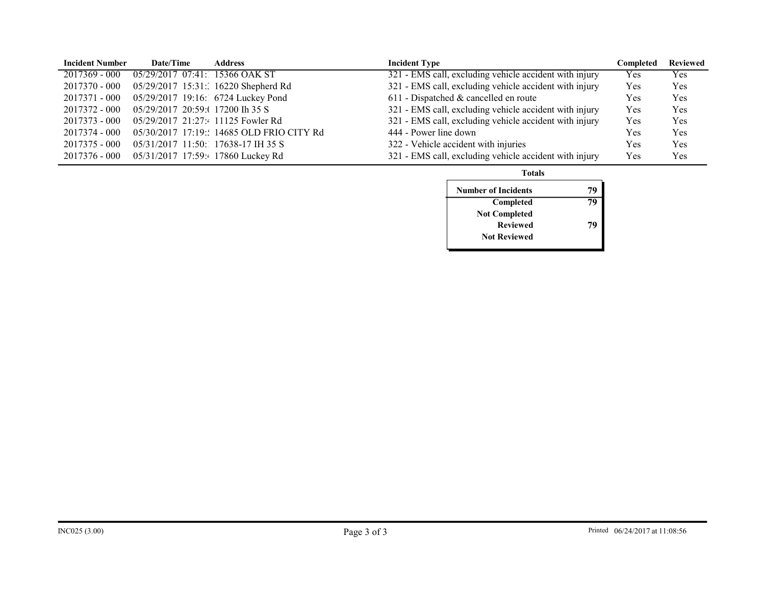| Incident Number | Date/Time | Address | Incident Type | Completed | Reviewed |
|---|---|---|---|---|---|
| 2017369 - 000 | 05/29/2017 07:41: | 15366 OAK ST | 321 - EMS call, excluding vehicle accident with injury | Yes | Yes |
| 2017370 - 000 | 05/29/2017 15:31: | 16220 Shepherd Rd | 321 - EMS call, excluding vehicle accident with injury | Yes | Yes |
| 2017371 - 000 | 05/29/2017 19:16: | 6724 Luckey Pond | 611 - Dispatched & cancelled en route | Yes | Yes |
| 2017372 - 000 | 05/29/2017 20:59:( | 17200 Ih 35 S | 321 - EMS call, excluding vehicle accident with injury | Yes | Yes |
| 2017373 - 000 | 05/29/2017 21:27: | 11125 Fowler Rd | 321 - EMS call, excluding vehicle accident with injury | Yes | Yes |
| 2017374 - 000 | 05/30/2017 17:19: | 14685 OLD FRIO CITY Rd | 444 - Power line down | Yes | Yes |
| 2017375 - 000 | 05/31/2017 11:50: | 17638-17 IH 35 S | 322 - Vehicle accident with injuries | Yes | Yes |
| 2017376 - 000 | 05/31/2017 17:59: | 17860 Luckey Rd | 321 - EMS call, excluding vehicle accident with injury | Yes | Yes |

**Totals**

| | |
|---|---|
| **Number of Incidents** | **79** |
| **Completed** | **79** |
| **Not Completed** | |
| **Reviewed** | **79** |
| **Not Reviewed** | |

INC025 (3.00)

Printed 06/24/2017 at 11:08:56